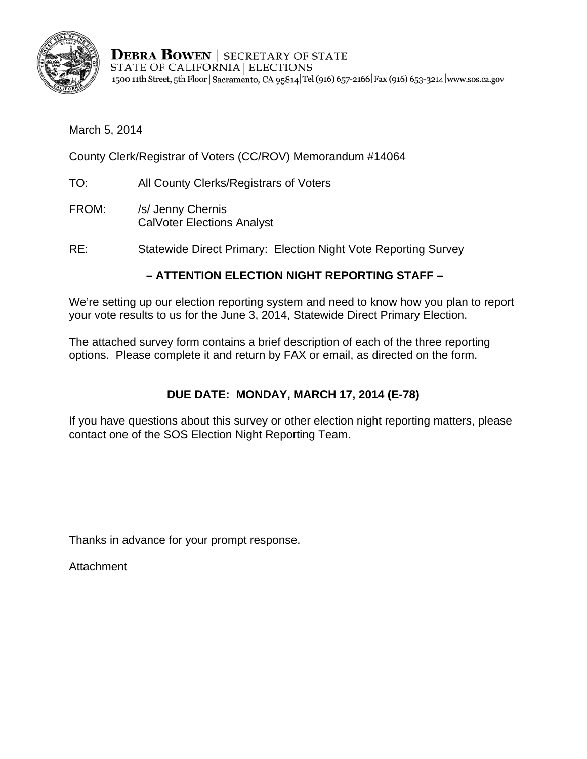**DEBRA BOWEN** | SECRETARY OF STATE
STATE OF CALIFORNIA | ELECTIONS
1500 11th Street, 5th Floor | Sacramento, CA 95814 | Tel (916) 657-2166 | Fax (916) 653-3214 | www.sos.ca.gov

March 5, 2014

County Clerk/Registrar of Voters (CC/ROV) Memorandum #14064

TO: All County Clerks/Registrars of Voters

FROM: /s/ Jenny Chernis
CalVoter Elections Analyst

RE: Statewide Direct Primary: Election Night Vote Reporting Survey

**– ATTENTION ELECTION NIGHT REPORTING STAFF –**

We're setting up our election reporting system and need to know how you plan to report your vote results to us for the June 3, 2014, Statewide Direct Primary Election.

The attached survey form contains a brief description of each of the three reporting options. Please complete it and return by FAX or email, as directed on the form.

**DUE DATE: MONDAY, MARCH 17, 2014 (E-78)**

If you have questions about this survey or other election night reporting matters, please contact one of the SOS Election Night Reporting Team.

Thanks in advance for your prompt response.

Attachment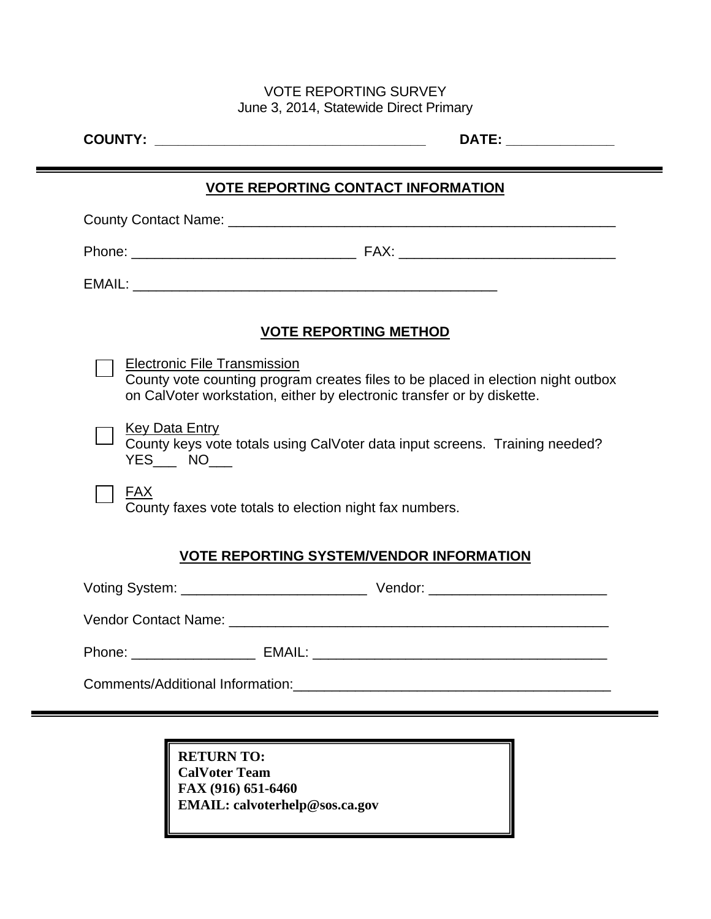VOTE REPORTING SURVEY
June 3, 2014, Statewide Direct Primary

**COUNTY: ___________________________________ DATE: _____________**

---

## VOTE REPORTING CONTACT INFORMATION

County Contact Name: ___________________________________________________

Phone: _____________________________ FAX: ____________________________

EMAIL: _______________________________________________

## VOTE REPORTING METHOD

☐ Electronic File Transmission
County vote counting program creates files to be placed in election night outbox on CalVoter workstation, either by electronic transfer or by diskette.

☐ Key Data Entry
County keys vote totals using CalVoter data input screens. Training needed? YES___ NO___

☐ FAX
County faxes vote totals to election night fax numbers.

## VOTE REPORTING SYSTEM/VENDOR INFORMATION

Voting System: ________________________ Vendor: _______________________

Vendor Contact Name: ___________________________________________________

Phone: ________________ EMAIL: _____________________________________

Comments/Additional Information:_________________________________________

---

**RETURN TO:**
**CalVoter Team**
**FAX (916) 651-6460**
**EMAIL: calvoterhelp@sos.ca.gov**